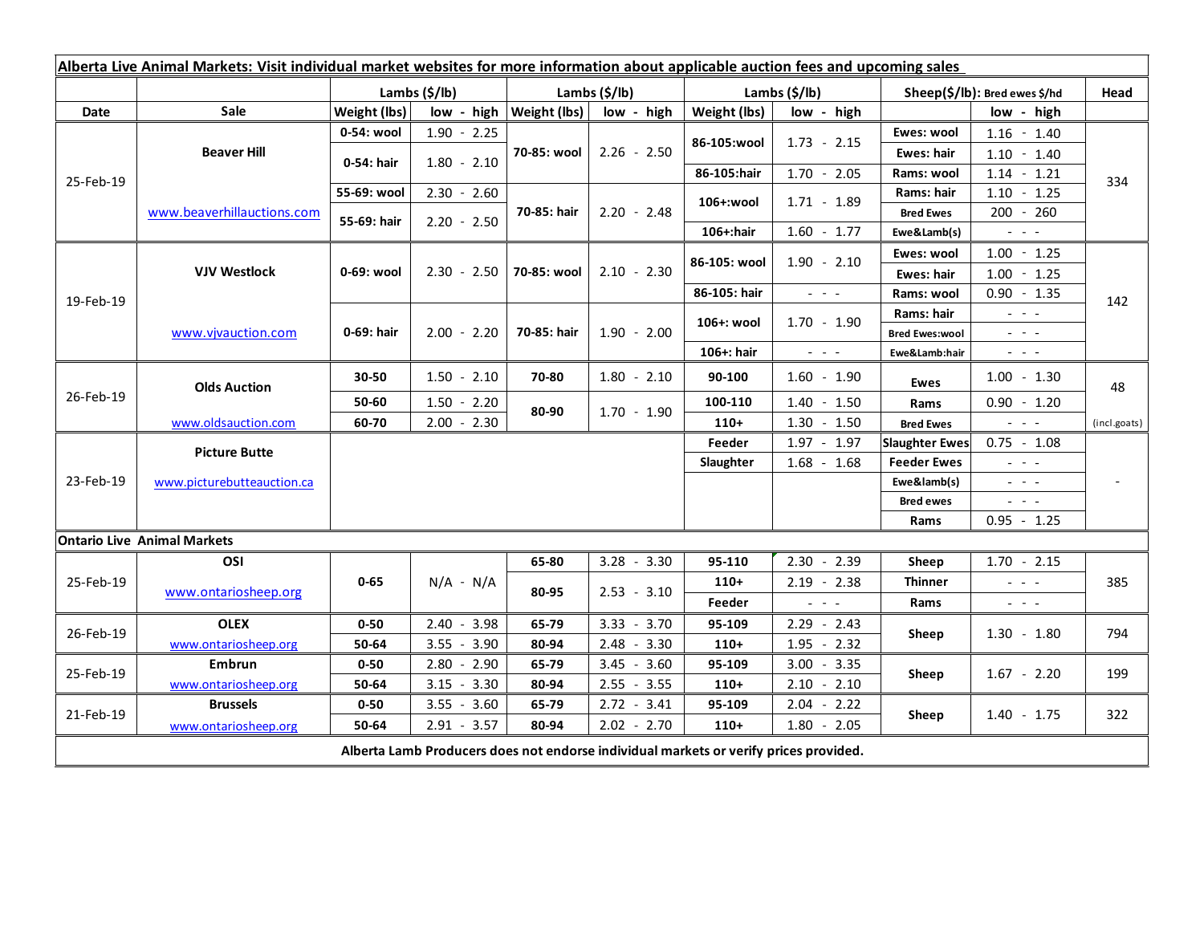**Alberta Live Animal Markets: Visit individual market websites for more information about applicable auction fees and upcoming sales**

| Date | Sale | Lambs ($/lb) | | Lambs ($/lb) | | Lambs ($/lb) | | Sheep($/lb): Bred ewes $/hd | | Head |
|---|---|---|---|---|---|---|---|---|---|---|
| | | Weight (lbs) | low - high | Weight (lbs) | low - high | Weight (lbs) | low - high | | low - high | |
| 25-Feb-19 | Beaver Hill www.beaverhillauctions.com | 0-54: wool | 1.90 - 2.25 | 70-85: wool | 2.26 - 2.50 | 86-105:wool | 1.73 - 2.15 | Ewes: wool | 1.16 - 1.40 | 334 |
| | | 0-54: hair | 1.80 - 2.10 | | | | | Ewes: hair | 1.10 - 1.40 | |
| | | | | | | 86-105:hair | 1.70 - 2.05 | Rams: wool | 1.14 - 1.21 | |
| | | 55-69: wool | 2.30 - 2.60 | 70-85: hair | 2.20 - 2.48 | 106+:wool | 1.71 - 1.89 | Rams: hair | 1.10 - 1.25 | |
| | | 55-69: hair | 2.20 - 2.50 | | | | | Bred Ewes | 200 - 260 | |
| | | | | | | 106+:hair | 1.60 - 1.77 | Ewe&Lamb(s) | - - - | |
| 19-Feb-19 | VJV Westlock www.vjvauction.com | 0-69: wool | 2.30 - 2.50 | 70-85: wool | 2.10 - 2.30 | 86-105: wool | 1.90 - 2.10 | Ewes: wool | 1.00 - 1.25 | 142 |
| | | | | | | | | Ewes: hair | 1.00 - 1.25 | |
| | | | | | | 86-105: hair | - - - | Rams: wool | 0.90 - 1.35 | |
| | | 0-69: hair | 2.00 - 2.20 | 70-85: hair | 1.90 - 2.00 | 106+: wool | 1.70 - 1.90 | Rams: hair | - - - | |
| | | | | | | | | Bred Ewes:wool | - - - | |
| | | | | | | 106+: hair | - - - | Ewe&Lamb:hair | - - - | |
| 26-Feb-19 | Olds Auction www.oldsauction.com | 30-50 | 1.50 - 2.10 | 70-80 | 1.80 - 2.10 | 90-100 | 1.60 - 1.90 | Ewes | 1.00 - 1.30 | 48 (incl.goats) |
| | | 50-60 | 1.50 - 2.20 | 80-90 | 1.70 - 1.90 | 100-110 | 1.40 - 1.50 | Rams | 0.90 - 1.20 | |
| | | 60-70 | 2.00 - 2.30 | | | 110+ | 1.30 - 1.50 | Bred Ewes | - - - | |
| 23-Feb-19 | Picture Butte www.picturebutteauction.ca | | | | | Feeder | 1.97 - 1.97 | Slaughter Ewes | 0.75 - 1.08 | - |
| | | | | | | Slaughter | 1.68 - 1.68 | Feeder Ewes | - - - | |
| | | | | | | | | Ewe&lamb(s) | - - - | |
| | | | | | | | | Bred ewes | - - - | |
| | | | | | | | | Rams | 0.95 - 1.25 | |
| **Ontario Live Animal Markets** | | | | | | | | | | |
| 25-Feb-19 | OSI www.ontariosheep.org | 0-65 | N/A - N/A | 65-80 | 3.28 - 3.30 | 95-110 | 2.30 - 2.39 | Sheep | 1.70 - 2.15 | 385 |
| | | | | 80-95 | 2.53 - 3.10 | 110+ | 2.19 - 2.38 | Thinner | - - - | |
| | | | | | | Feeder | - - - | Rams | - - - | |
| 26-Feb-19 | OLEX www.ontariosheep.org | 0-50 | 2.40 - 3.98 | 65-79 | 3.33 - 3.70 | 95-109 | 2.29 - 2.43 | Sheep | 1.30 - 1.80 | 794 |
| | | 50-64 | 3.55 - 3.90 | 80-94 | 2.48 - 3.30 | 110+ | 1.95 - 2.32 | | | |
| 25-Feb-19 | Embrun www.ontariosheep.org | 0-50 | 2.80 - 2.90 | 65-79 | 3.45 - 3.60 | 95-109 | 3.00 - 3.35 | Sheep | 1.67 - 2.20 | 199 |
| | | 50-64 | 3.15 - 3.30 | 80-94 | 2.55 - 3.55 | 110+ | 2.10 - 2.10 | | | |
| 21-Feb-19 | Brussels www.ontariosheep.org | 0-50 | 3.55 - 3.60 | 65-79 | 2.72 - 3.41 | 95-109 | 2.04 - 2.22 | Sheep | 1.40 - 1.75 | 322 |
| | | 50-64 | 2.91 - 3.57 | 80-94 | 2.02 - 2.70 | 110+ | 1.80 - 2.05 | | | |

**Alberta Lamb Producers does not endorse individual markets or verify prices provided.**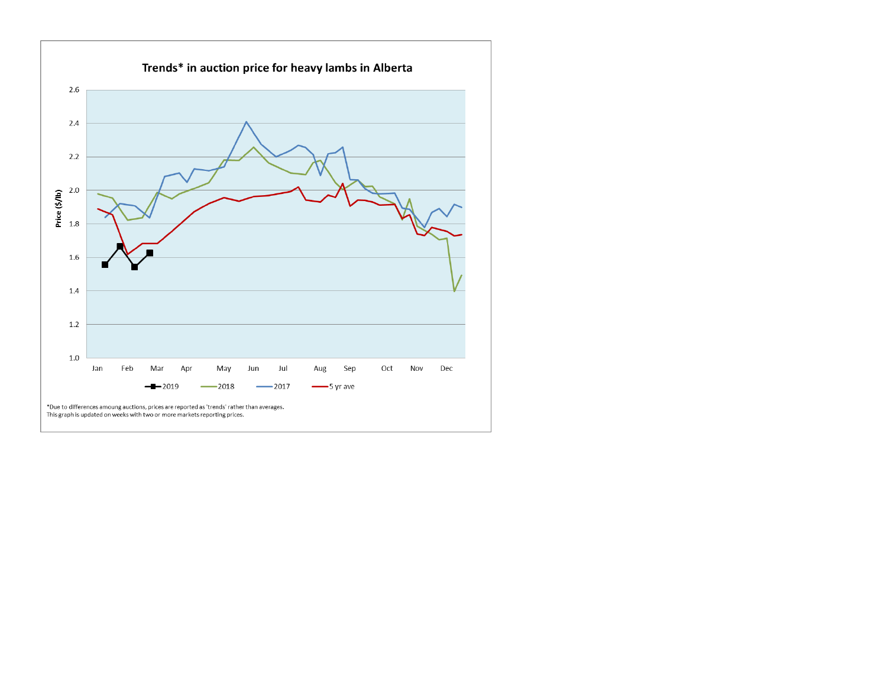## Trends* in auction price for heavy lambs in Alberta

Price ($/lb)

2.6
2.4
2.2
2.0
1.8
1.6
1.4
1.2
1.0

Jan Feb Mar Apr May Jun Jul Aug Sep Oct Nov Dec

2019 2018 2017 5 yr ave

*Due to differences amoung auctions, prices are reported as 'trends' rather than averages.
This graph is updated on weeks with two or more markets reporting prices.